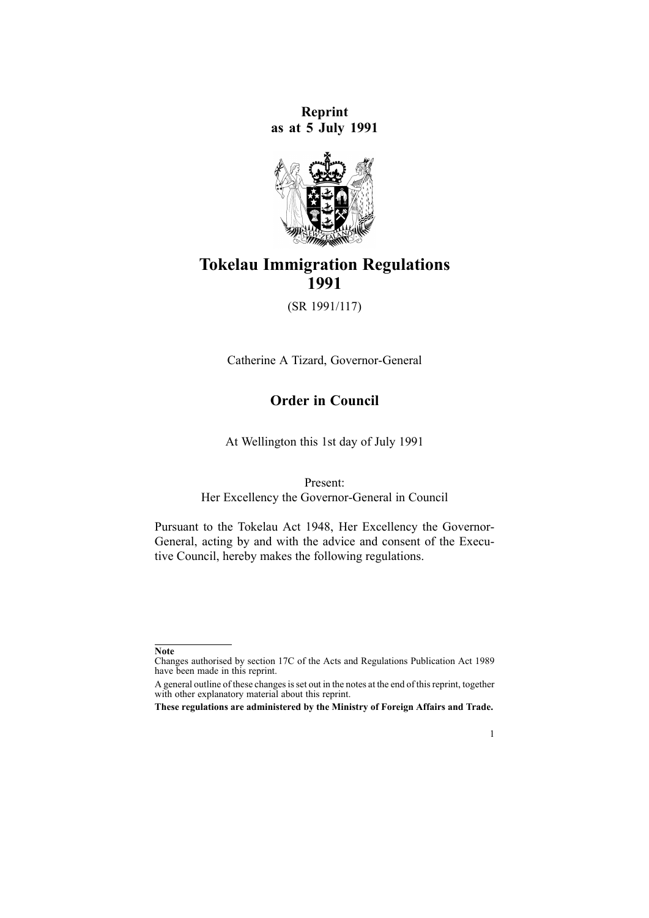**Reprint**
**as at 5 July 1991**

# Tokelau Immigration Regulations 1991

(SR 1991/117)

Catherine A Tizard, Governor-General

## Order in Council

At Wellington this 1st day of July 1991

Present:
Her Excellency the Governor-General in Council

Pursuant to the Tokelau Act 1948, Her Excellency the Governor-General, acting by and with the advice and consent of the Executive Council, hereby makes the following regulations.

**Note**

Changes authorised by section 17C of the Acts and Regulations Publication Act 1989 have been made in this reprint.

A general outline of these changes is set out in the notes at the end of this reprint, together with other explanatory material about this reprint.

**These regulations are administered by the Ministry of Foreign Affairs and Trade.**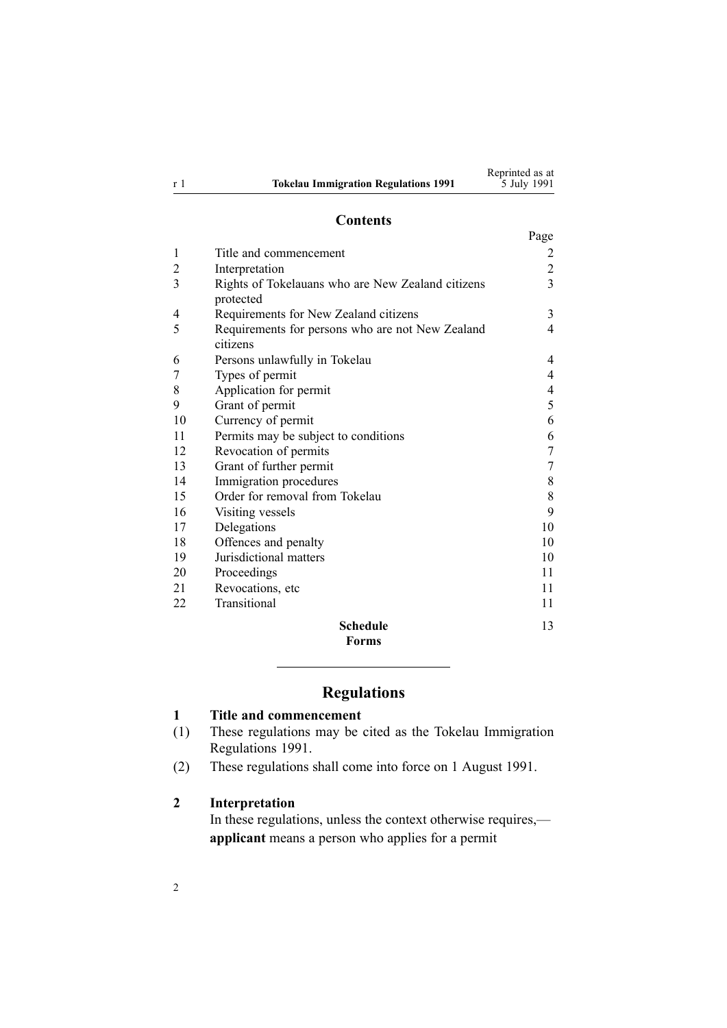## Contents

| | | Page |
|---|---|---|
| 1 | Title and commencement | 2 |
| 2 | Interpretation | 2 |
| 3 | Rights of Tokelauans who are New Zealand citizens protected | 3 |
| 4 | Requirements for New Zealand citizens | 3 |
| 5 | Requirements for persons who are not New Zealand citizens | 4 |
| 6 | Persons unlawfully in Tokelau | 4 |
| 7 | Types of permit | 4 |
| 8 | Application for permit | 4 |
| 9 | Grant of permit | 5 |
| 10 | Currency of permit | 6 |
| 11 | Permits may be subject to conditions | 6 |
| 12 | Revocation of permits | 7 |
| 13 | Grant of further permit | 7 |
| 14 | Immigration procedures | 8 |
| 15 | Order for removal from Tokelau | 8 |
| 16 | Visiting vessels | 9 |
| 17 | Delegations | 10 |
| 18 | Offences and penalty | 10 |
| 19 | Jurisdictional matters | 10 |
| 20 | Proceedings | 11 |
| 21 | Revocations, etc | 11 |
| 22 | Transitional | 11 |
| | **Schedule** **Forms** | 13 |

# Regulations

### 1 Title and commencement

(1) These regulations may be cited as the Tokelau Immigration Regulations 1991.

(2) These regulations shall come into force on 1 August 1991.

### 2 Interpretation

In these regulations, unless the context otherwise requires,—

**applicant** means a person who applies for a permit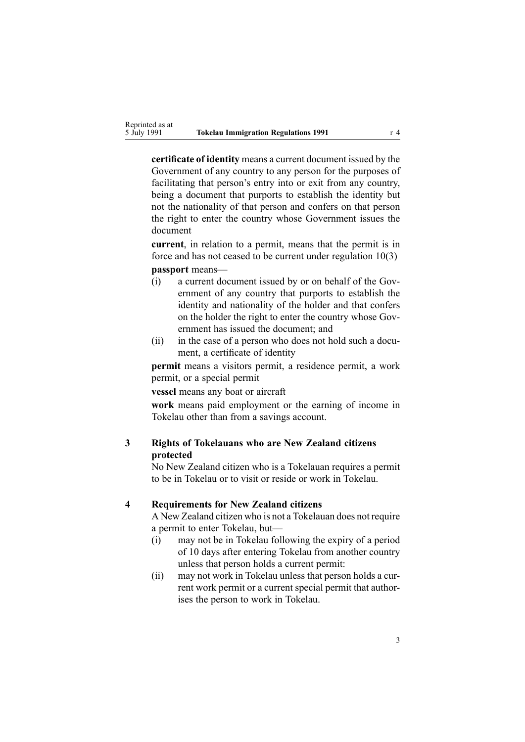**certificate of identity** means a current document issued by the Government of any country to any person for the purposes of facilitating that person's entry into or exit from any country, being a document that purports to establish the identity but not the nationality of that person and confers on that person the right to enter the country whose Government issues the document

**current**, in relation to a permit, means that the permit is in force and has not ceased to be current under regulation 10(3)

**passport** means—

- (i) a current document issued by or on behalf of the Government of any country that purports to establish the identity and nationality of the holder and that confers on the holder the right to enter the country whose Government has issued the document; and
- (ii) in the case of a person who does not hold such a document, a certificate of identity

**permit** means a visitors permit, a residence permit, a work permit, or a special permit

**vessel** means any boat or aircraft

**work** means paid employment or the earning of income in Tokelau other than from a savings account.

### 3 Rights of Tokelauans who are New Zealand citizens protected

No New Zealand citizen who is a Tokelauan requires a permit to be in Tokelau or to visit or reside or work in Tokelau.

### 4 Requirements for New Zealand citizens

A New Zealand citizen who is not a Tokelauan does not require a permit to enter Tokelau, but—

- (i) may not be in Tokelau following the expiry of a period of 10 days after entering Tokelau from another country unless that person holds a current permit:
- (ii) may not work in Tokelau unless that person holds a current work permit or a current special permit that authorises the person to work in Tokelau.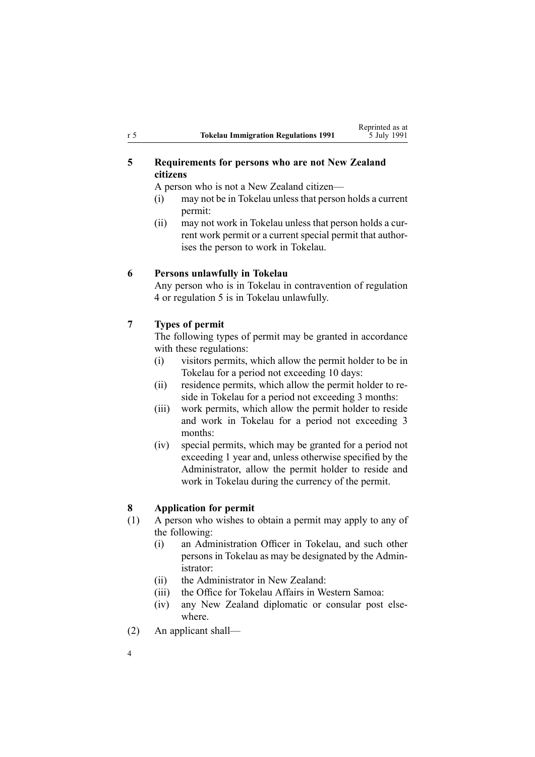### 5 Requirements for persons who are not New Zealand citizens

A person who is not a New Zealand citizen—

- (i) may not be in Tokelau unless that person holds a current permit:
- (ii) may not work in Tokelau unless that person holds a current work permit or a current special permit that authorises the person to work in Tokelau.

### 6 Persons unlawfully in Tokelau

Any person who is in Tokelau in contravention of regulation 4 or regulation 5 is in Tokelau unlawfully.

### 7 Types of permit

The following types of permit may be granted in accordance with these regulations:

- (i) visitors permits, which allow the permit holder to be in Tokelau for a period not exceeding 10 days:
- (ii) residence permits, which allow the permit holder to reside in Tokelau for a period not exceeding 3 months:
- (iii) work permits, which allow the permit holder to reside and work in Tokelau for a period not exceeding 3 months:
- (iv) special permits, which may be granted for a period not exceeding 1 year and, unless otherwise specified by the Administrator, allow the permit holder to reside and work in Tokelau during the currency of the permit.

### 8 Application for permit

(1) A person who wishes to obtain a permit may apply to any of the following:

- (i) an Administration Officer in Tokelau, and such other persons in Tokelau as may be designated by the Administrator:
- (ii) the Administrator in New Zealand:
- (iii) the Office for Tokelau Affairs in Western Samoa:
- (iv) any New Zealand diplomatic or consular post elsewhere.

(2) An applicant shall—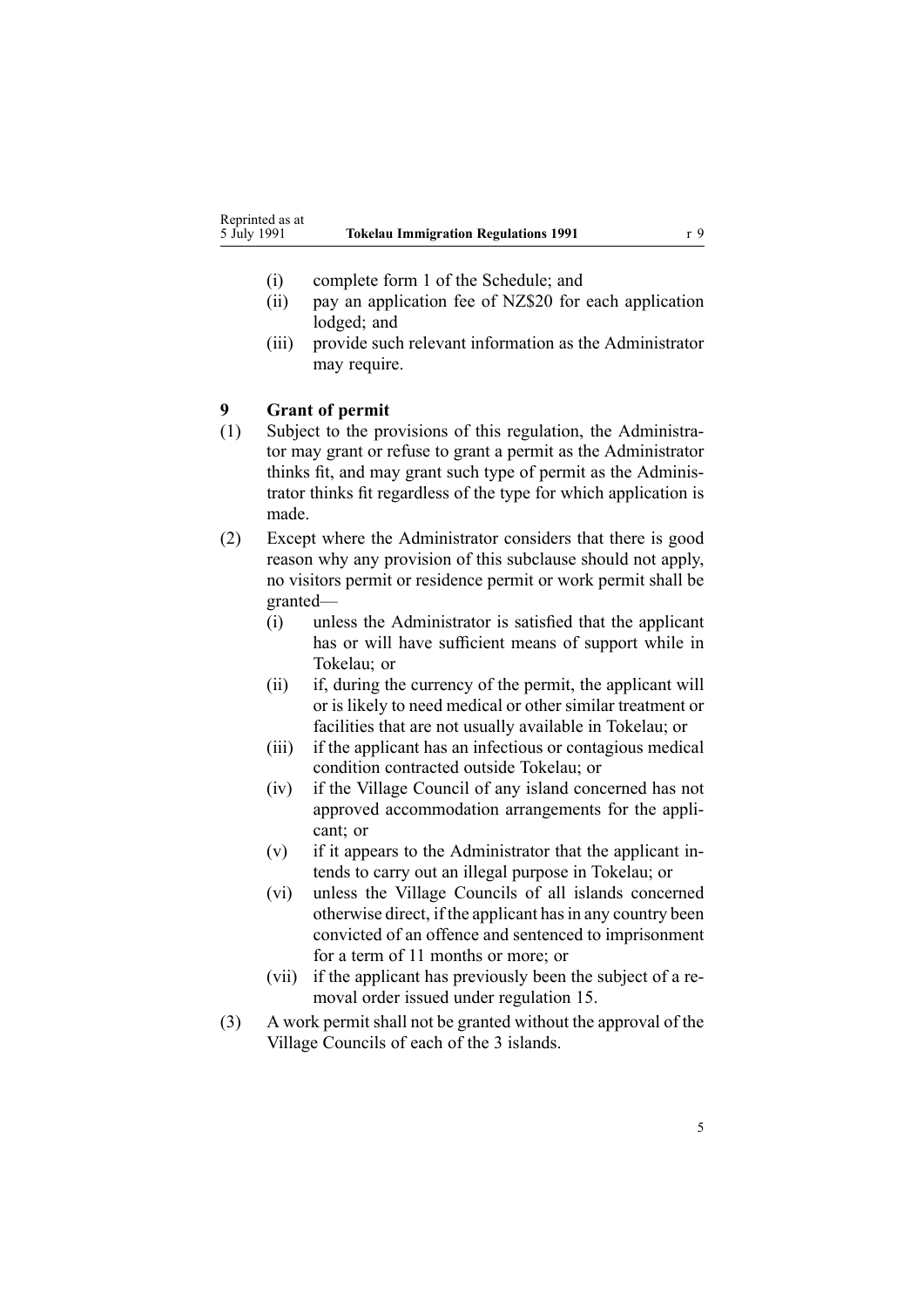(i) complete form 1 of the Schedule; and

(ii) pay an application fee of NZ$20 for each application lodged; and

(iii) provide such relevant information as the Administrator may require.

### 9 Grant of permit

(1) Subject to the provisions of this regulation, the Administrator may grant or refuse to grant a permit as the Administrator thinks fit, and may grant such type of permit as the Administrator thinks fit regardless of the type for which application is made.

(2) Except where the Administrator considers that there is good reason why any provision of this subclause should not apply, no visitors permit or residence permit or work permit shall be granted—

(i) unless the Administrator is satisfied that the applicant has or will have sufficient means of support while in Tokelau; or

(ii) if, during the currency of the permit, the applicant will or is likely to need medical or other similar treatment or facilities that are not usually available in Tokelau; or

(iii) if the applicant has an infectious or contagious medical condition contracted outside Tokelau; or

(iv) if the Village Council of any island concerned has not approved accommodation arrangements for the applicant; or

(v) if it appears to the Administrator that the applicant intends to carry out an illegal purpose in Tokelau; or

(vi) unless the Village Councils of all islands concerned otherwise direct, if the applicant has in any country been convicted of an offence and sentenced to imprisonment for a term of 11 months or more; or

(vii) if the applicant has previously been the subject of a removal order issued under regulation 15.

(3) A work permit shall not be granted without the approval of the Village Councils of each of the 3 islands.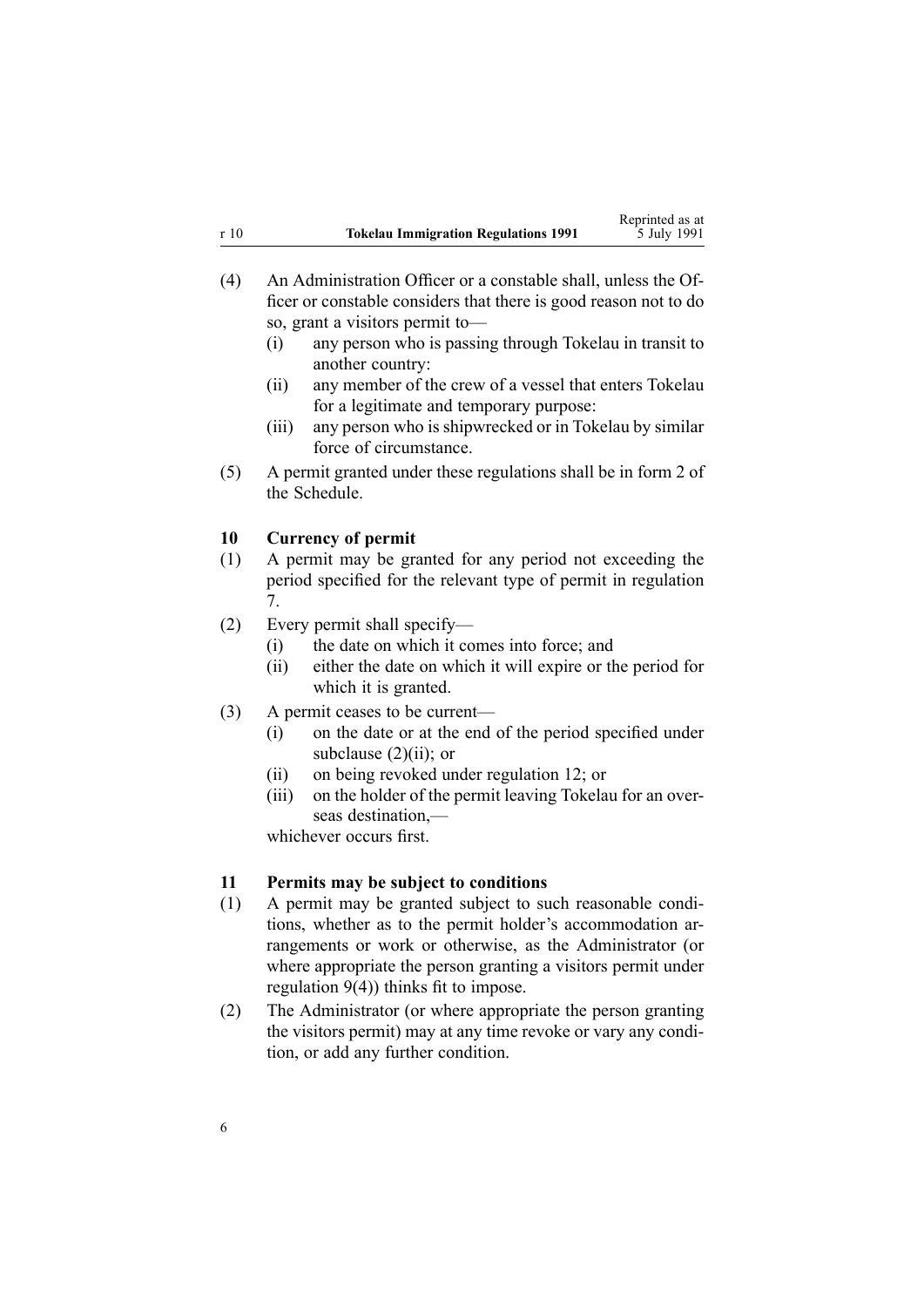(4) An Administration Officer or a constable shall, unless the Officer or constable considers that there is good reason not to do so, grant a visitors permit to—

  (i) any person who is passing through Tokelau in transit to another country:

  (ii) any member of the crew of a vessel that enters Tokelau for a legitimate and temporary purpose:

  (iii) any person who is shipwrecked or in Tokelau by similar force of circumstance.

(5) A permit granted under these regulations shall be in form 2 of the Schedule.

### 10 Currency of permit

(1) A permit may be granted for any period not exceeding the period specified for the relevant type of permit in regulation 7.

(2) Every permit shall specify—

  (i) the date on which it comes into force; and

  (ii) either the date on which it will expire or the period for which it is granted.

(3) A permit ceases to be current—

  (i) on the date or at the end of the period specified under subclause (2)(ii); or

  (ii) on being revoked under regulation 12; or

  (iii) on the holder of the permit leaving Tokelau for an overseas destination,—

  whichever occurs first.

### 11 Permits may be subject to conditions

(1) A permit may be granted subject to such reasonable conditions, whether as to the permit holder's accommodation arrangements or work or otherwise, as the Administrator (or where appropriate the person granting a visitors permit under regulation 9(4)) thinks fit to impose.

(2) The Administrator (or where appropriate the person granting the visitors permit) may at any time revoke or vary any condition, or add any further condition.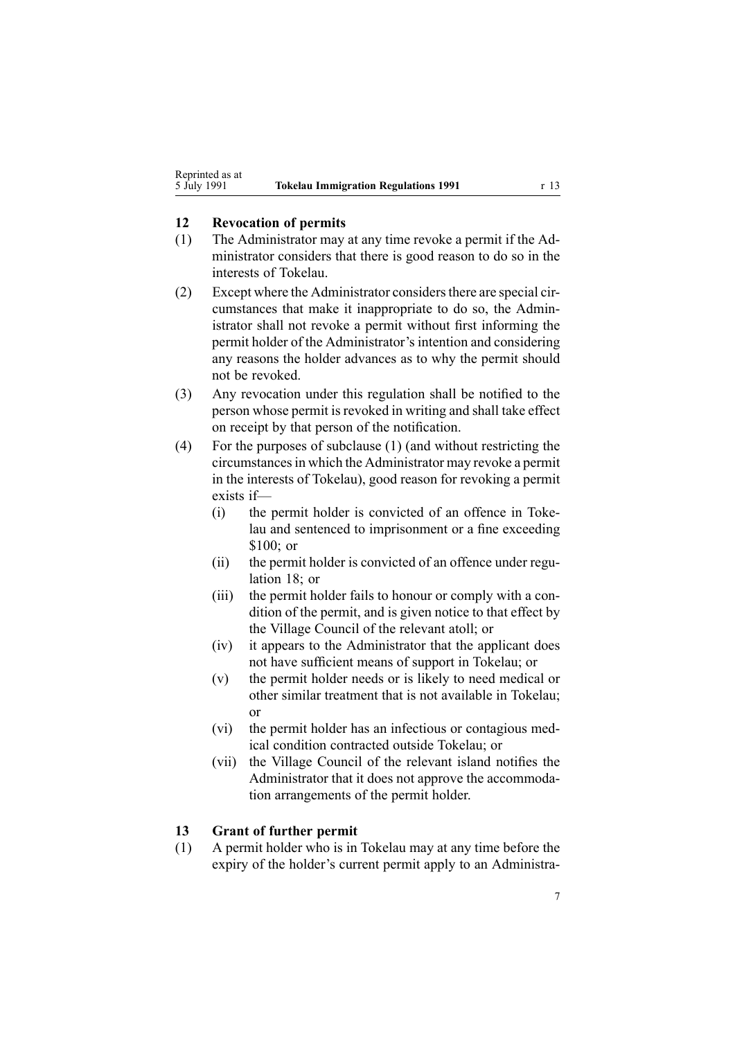## 12 Revocation of permits

(1) The Administrator may at any time revoke a permit if the Administrator considers that there is good reason to do so in the interests of Tokelau.

(2) Except where the Administrator considers there are special circumstances that make it inappropriate to do so, the Administrator shall not revoke a permit without first informing the permit holder of the Administrator's intention and considering any reasons the holder advances as to why the permit should not be revoked.

(3) Any revocation under this regulation shall be notified to the person whose permit is revoked in writing and shall take effect on receipt by that person of the notification.

(4) For the purposes of subclause (1) (and without restricting the circumstances in which the Administrator may revoke a permit in the interests of Tokelau), good reason for revoking a permit exists if—

(i) the permit holder is convicted of an offence in Tokelau and sentenced to imprisonment or a fine exceeding $100; or

(ii) the permit holder is convicted of an offence under regulation 18; or

(iii) the permit holder fails to honour or comply with a condition of the permit, and is given notice to that effect by the Village Council of the relevant atoll; or

(iv) it appears to the Administrator that the applicant does not have sufficient means of support in Tokelau; or

(v) the permit holder needs or is likely to need medical or other similar treatment that is not available in Tokelau; or

(vi) the permit holder has an infectious or contagious medical condition contracted outside Tokelau; or

(vii) the Village Council of the relevant island notifies the Administrator that it does not approve the accommodation arrangements of the permit holder.

## 13 Grant of further permit

(1) A permit holder who is in Tokelau may at any time before the expiry of the holder's current permit apply to an Administra-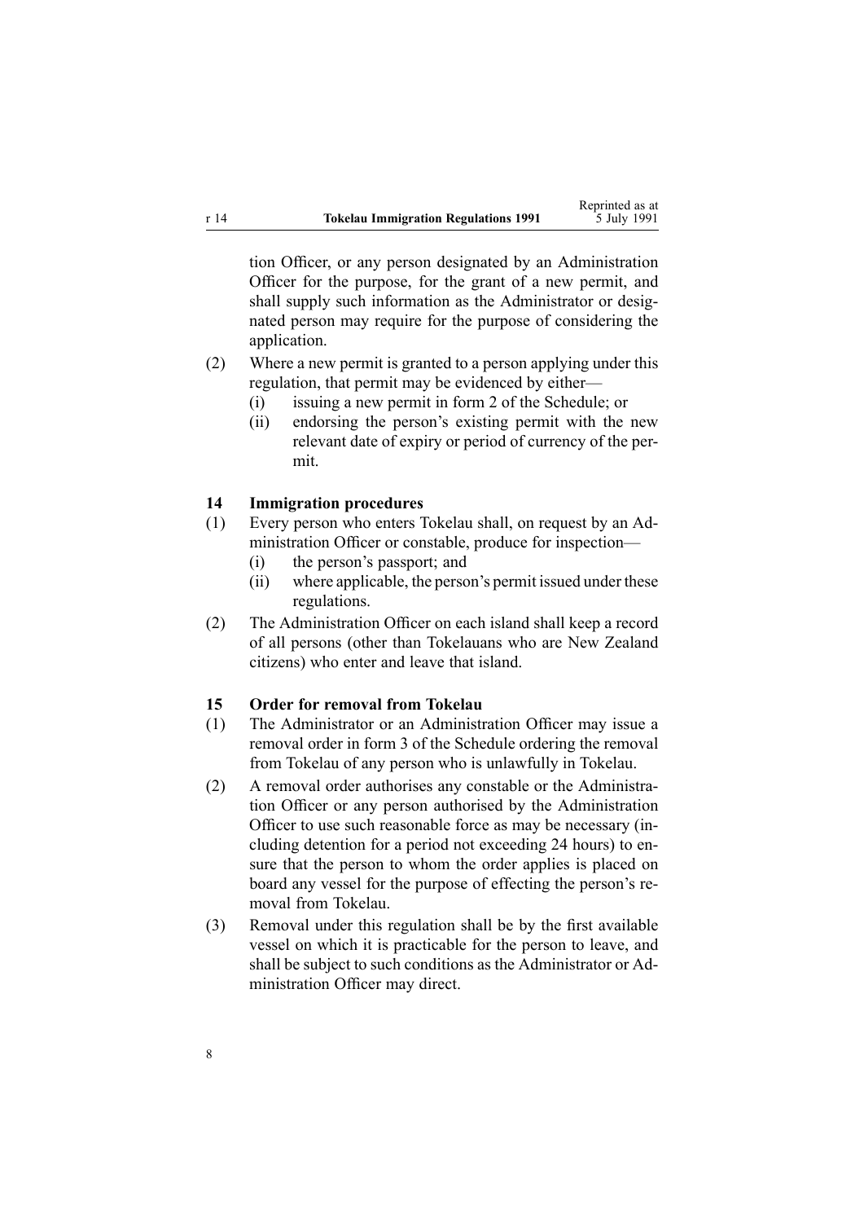tion Officer, or any person designated by an Administration Officer for the purpose, for the grant of a new permit, and shall supply such information as the Administrator or designated person may require for the purpose of considering the application.

(2) Where a new permit is granted to a person applying under this regulation, that permit may be evidenced by either—

(i) issuing a new permit in form 2 of the Schedule; or

(ii) endorsing the person's existing permit with the new relevant date of expiry or period of currency of the permit.

### 14 Immigration procedures

(1) Every person who enters Tokelau shall, on request by an Administration Officer or constable, produce for inspection—

(i) the person's passport; and

(ii) where applicable, the person's permit issued under these regulations.

(2) The Administration Officer on each island shall keep a record of all persons (other than Tokelauans who are New Zealand citizens) who enter and leave that island.

### 15 Order for removal from Tokelau

(1) The Administrator or an Administration Officer may issue a removal order in form 3 of the Schedule ordering the removal from Tokelau of any person who is unlawfully in Tokelau.

(2) A removal order authorises any constable or the Administration Officer or any person authorised by the Administration Officer to use such reasonable force as may be necessary (including detention for a period not exceeding 24 hours) to ensure that the person to whom the order applies is placed on board any vessel for the purpose of effecting the person's removal from Tokelau.

(3) Removal under this regulation shall be by the first available vessel on which it is practicable for the person to leave, and shall be subject to such conditions as the Administrator or Administration Officer may direct.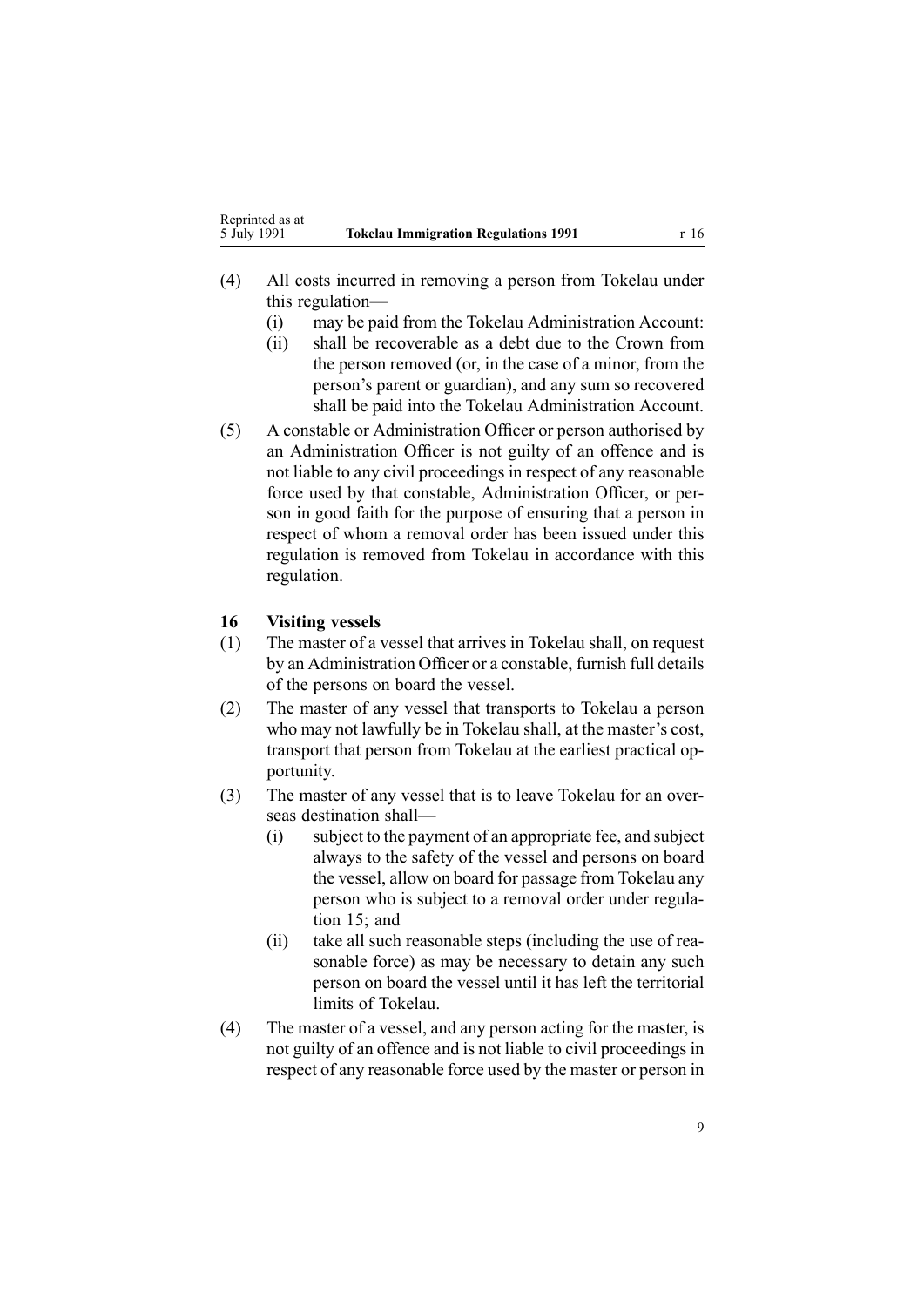(4) All costs incurred in removing a person from Tokelau under this regulation—

(i) may be paid from the Tokelau Administration Account:

(ii) shall be recoverable as a debt due to the Crown from the person removed (or, in the case of a minor, from the person's parent or guardian), and any sum so recovered shall be paid into the Tokelau Administration Account.

(5) A constable or Administration Officer or person authorised by an Administration Officer is not guilty of an offence and is not liable to any civil proceedings in respect of any reasonable force used by that constable, Administration Officer, or person in good faith for the purpose of ensuring that a person in respect of whom a removal order has been issued under this regulation is removed from Tokelau in accordance with this regulation.

## 16 Visiting vessels

(1) The master of a vessel that arrives in Tokelau shall, on request by an Administration Officer or a constable, furnish full details of the persons on board the vessel.

(2) The master of any vessel that transports to Tokelau a person who may not lawfully be in Tokelau shall, at the master's cost, transport that person from Tokelau at the earliest practical opportunity.

(3) The master of any vessel that is to leave Tokelau for an overseas destination shall—

(i) subject to the payment of an appropriate fee, and subject always to the safety of the vessel and persons on board the vessel, allow on board for passage from Tokelau any person who is subject to a removal order under regulation 15; and

(ii) take all such reasonable steps (including the use of reasonable force) as may be necessary to detain any such person on board the vessel until it has left the territorial limits of Tokelau.

(4) The master of a vessel, and any person acting for the master, is not guilty of an offence and is not liable to civil proceedings in respect of any reasonable force used by the master or person in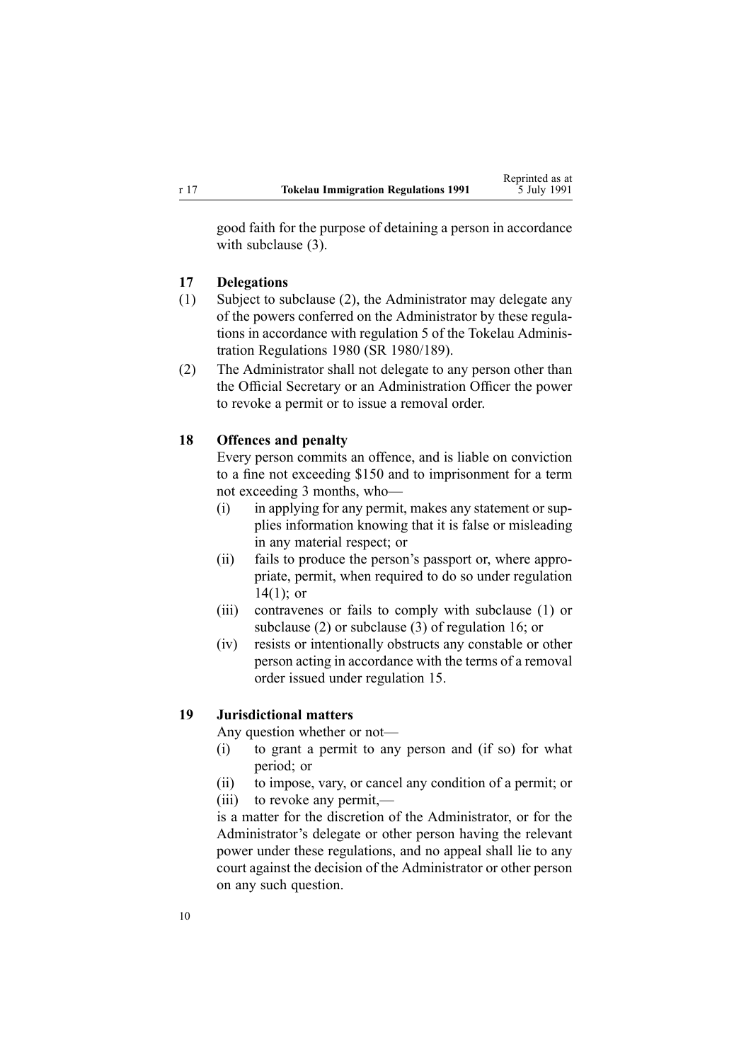good faith for the purpose of detaining a person in accordance with subclause (3).

### 17 Delegations

(1) Subject to subclause (2), the Administrator may delegate any of the powers conferred on the Administrator by these regulations in accordance with regulation 5 of the Tokelau Administration Regulations 1980 (SR 1980/189).

(2) The Administrator shall not delegate to any person other than the Official Secretary or an Administration Officer the power to revoke a permit or to issue a removal order.

### 18 Offences and penalty

Every person commits an offence, and is liable on conviction to a fine not exceeding $150 and to imprisonment for a term not exceeding 3 months, who—

- (i) in applying for any permit, makes any statement or supplies information knowing that it is false or misleading in any material respect; or
- (ii) fails to produce the person's passport or, where appropriate, permit, when required to do so under regulation 14(1); or
- (iii) contravenes or fails to comply with subclause (1) or subclause (2) or subclause (3) of regulation 16; or
- (iv) resists or intentionally obstructs any constable or other person acting in accordance with the terms of a removal order issued under regulation 15.

### 19 Jurisdictional matters

Any question whether or not—

- (i) to grant a permit to any person and (if so) for what period; or
- (ii) to impose, vary, or cancel any condition of a permit; or
- (iii) to revoke any permit,—

is a matter for the discretion of the Administrator, or for the Administrator's delegate or other person having the relevant power under these regulations, and no appeal shall lie to any court against the decision of the Administrator or other person on any such question.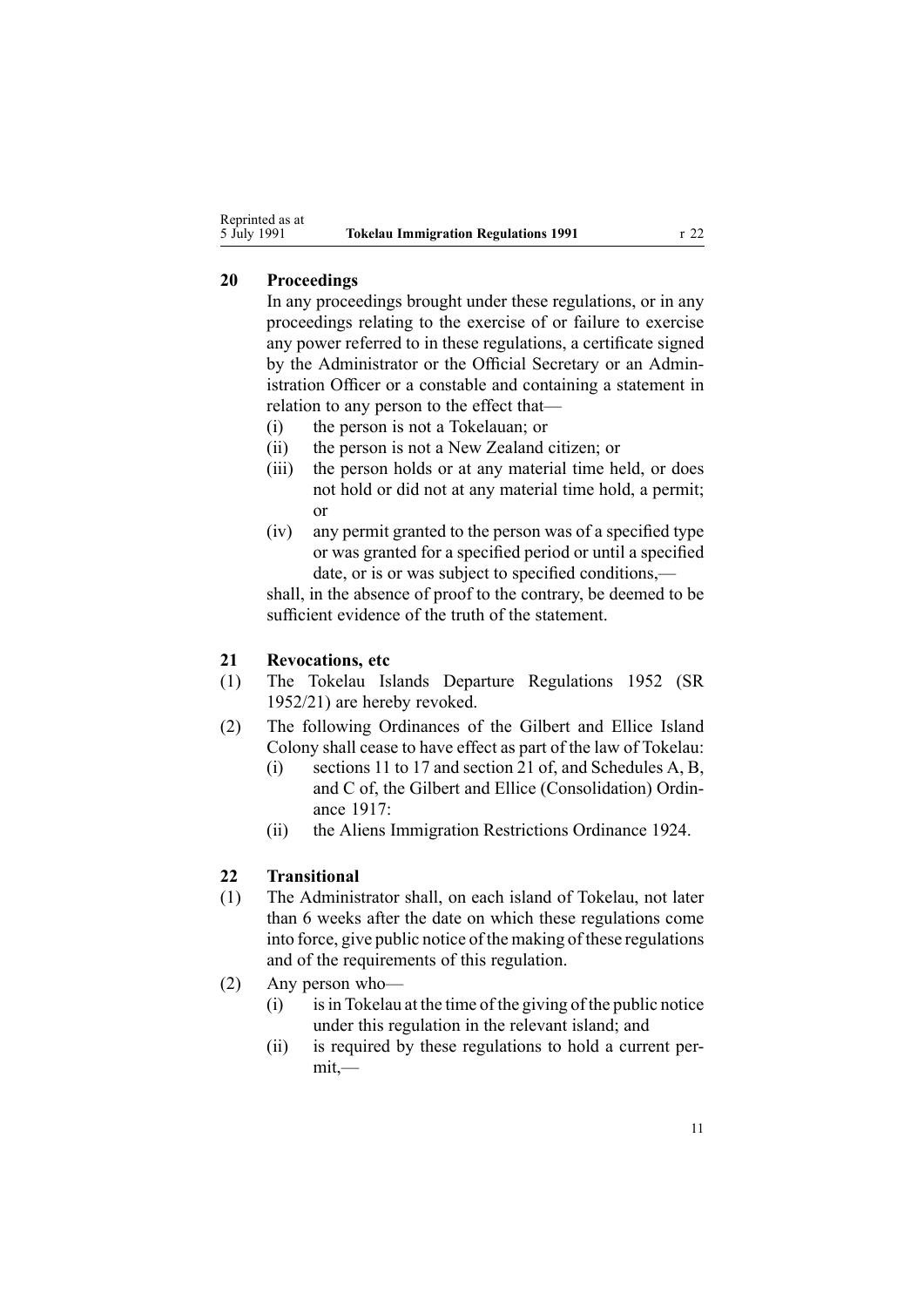## 20 Proceedings

In any proceedings brought under these regulations, or in any proceedings relating to the exercise of or failure to exercise any power referred to in these regulations, a certificate signed by the Administrator or the Official Secretary or an Administration Officer or a constable and containing a statement in relation to any person to the effect that—

(i) the person is not a Tokelauan; or

(ii) the person is not a New Zealand citizen; or

(iii) the person holds or at any material time held, or does not hold or did not at any material time hold, a permit; or

(iv) any permit granted to the person was of a specified type or was granted for a specified period or until a specified date, or is or was subject to specified conditions,—

shall, in the absence of proof to the contrary, be deemed to be sufficient evidence of the truth of the statement.

## 21 Revocations, etc

(1) The Tokelau Islands Departure Regulations 1952 (SR 1952/21) are hereby revoked.

(2) The following Ordinances of the Gilbert and Ellice Island Colony shall cease to have effect as part of the law of Tokelau:

(i) sections 11 to 17 and section 21 of, and Schedules A, B, and C of, the Gilbert and Ellice (Consolidation) Ordinance 1917:

(ii) the Aliens Immigration Restrictions Ordinance 1924.

## 22 Transitional

(1) The Administrator shall, on each island of Tokelau, not later than 6 weeks after the date on which these regulations come into force, give public notice of the making of these regulations and of the requirements of this regulation.

(2) Any person who—

(i) is in Tokelau at the time of the giving of the public notice under this regulation in the relevant island; and

(ii) is required by these regulations to hold a current permit,—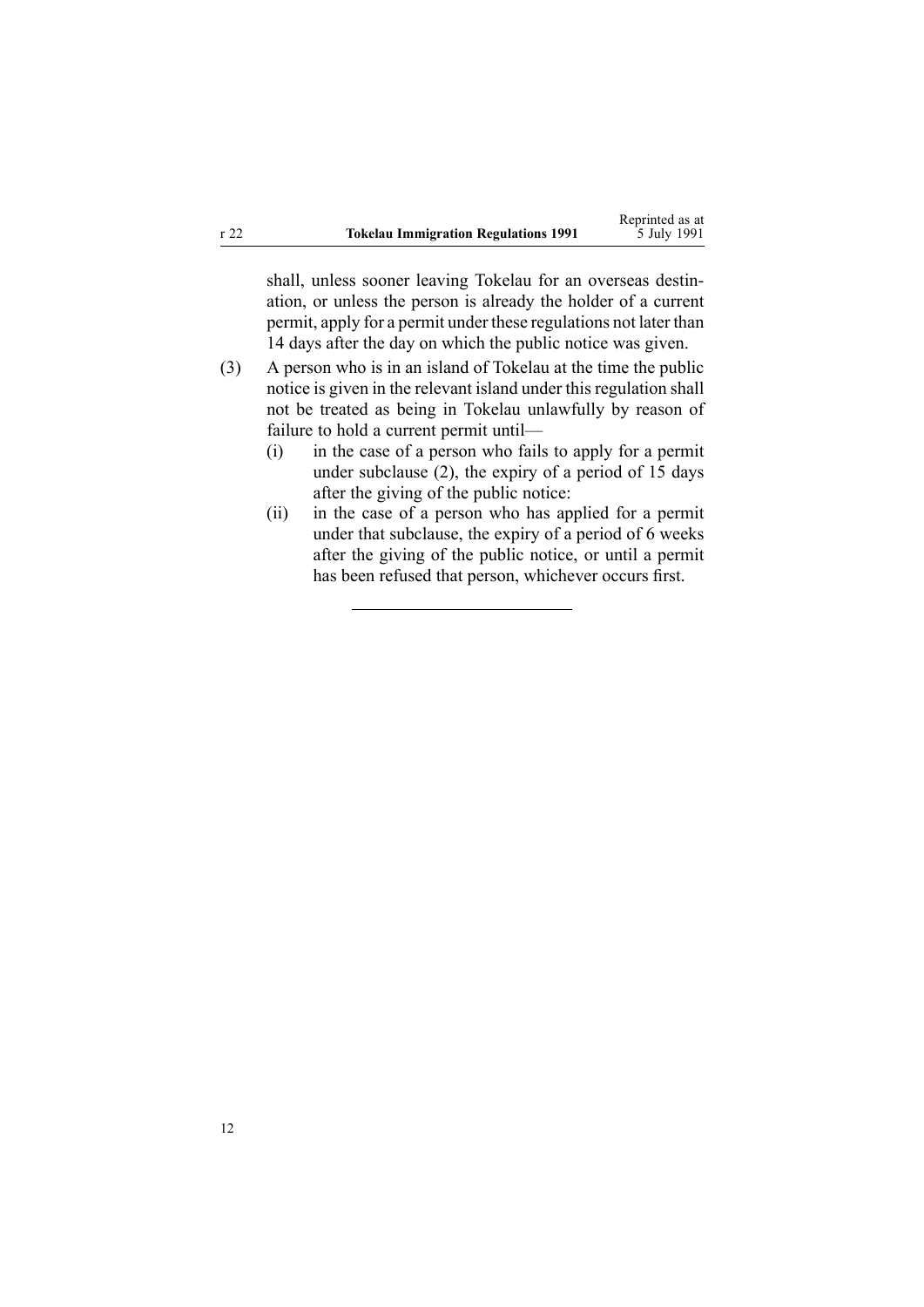shall, unless sooner leaving Tokelau for an overseas destination, or unless the person is already the holder of a current permit, apply for a permit under these regulations not later than 14 days after the day on which the public notice was given.

(3) A person who is in an island of Tokelau at the time the public notice is given in the relevant island under this regulation shall not be treated as being in Tokelau unlawfully by reason of failure to hold a current permit until—

  (i) in the case of a person who fails to apply for a permit under subclause (2), the expiry of a period of 15 days after the giving of the public notice:

  (ii) in the case of a person who has applied for a permit under that subclause, the expiry of a period of 6 weeks after the giving of the public notice, or until a permit has been refused that person, whichever occurs first.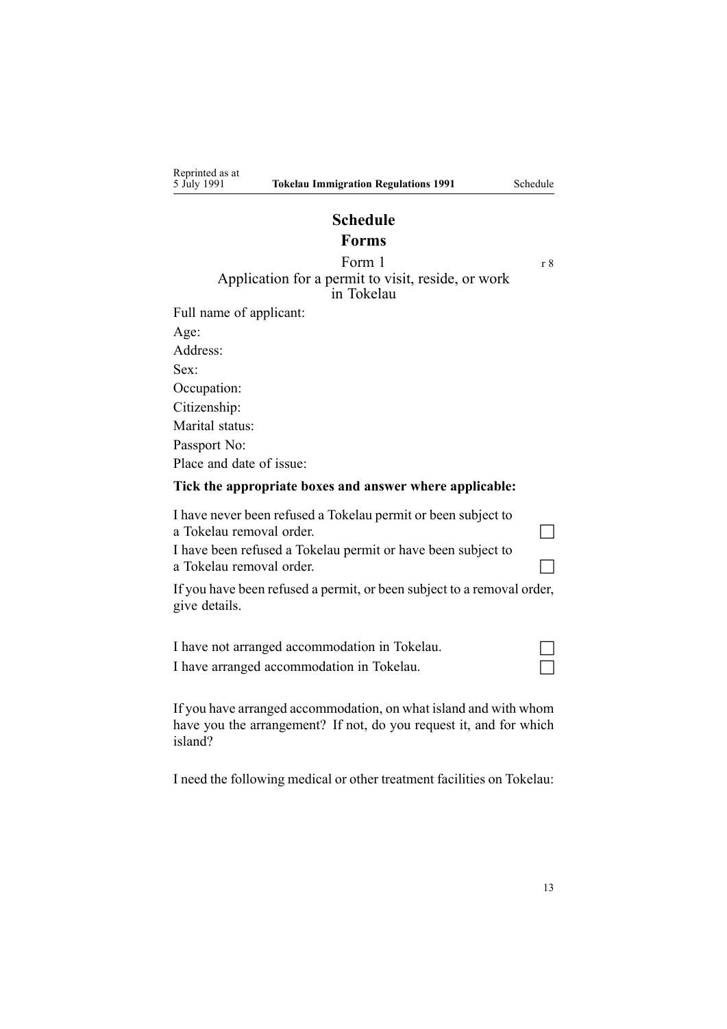# Schedule
## Forms

### Form 1

r 8

### Application for a permit to visit, reside, or work in Tokelau

Full name of applicant:

Age:

Address:

Sex:

Occupation:

Citizenship:

Marital status:

Passport No:

Place and date of issue:

**Tick the appropriate boxes and answer where applicable:**

I have never been refused a Tokelau permit or been subject to a Tokelau removal order. ☐

I have been refused a Tokelau permit or have been subject to a Tokelau removal order. ☐

If you have been refused a permit, or been subject to a removal order, give details.

I have not arranged accommodation in Tokelau. ☐

I have arranged accommodation in Tokelau. ☐

If you have arranged accommodation, on what island and with whom have you the arrangement? If not, do you request it, and for which island?

I need the following medical or other treatment facilities on Tokelau: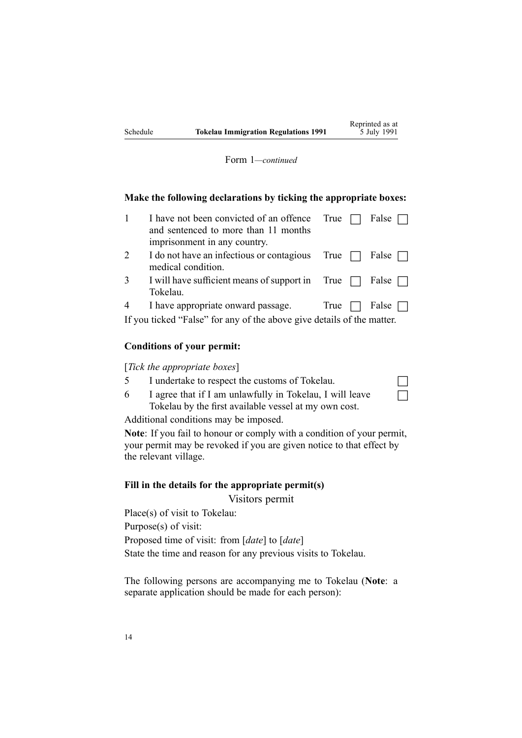Form 1—*continued*

**Make the following declarations by ticking the appropriate boxes:**

| | | | |
|---|---|---|---|
| 1 | I have not been convicted of an offence and sentenced to more than 11 months imprisonment in any country. | True ☐ | False ☐ |
| 2 | I do not have an infectious or contagious medical condition. | True ☐ | False ☐ |
| 3 | I will have sufficient means of support in Tokelau. | True ☐ | False ☐ |
| 4 | I have appropriate onward passage. | True ☐ | False ☐ |

If you ticked "False" for any of the above give details of the matter.

**Conditions of your permit:**

[*Tick the appropriate boxes*]

5 I undertake to respect the customs of Tokelau. ☐

6 I agree that if I am unlawfully in Tokelau, I will leave Tokelau by the first available vessel at my own cost. ☐

Additional conditions may be imposed.

**Note**: If you fail to honour or comply with a condition of your permit, your permit may be revoked if you are given notice to that effect by the relevant village.

**Fill in the details for the appropriate permit(s)**

Visitors permit

Place(s) of visit to Tokelau:

Purpose(s) of visit:

Proposed time of visit: from [*date*] to [*date*]

State the time and reason for any previous visits to Tokelau.

The following persons are accompanying me to Tokelau (**Note**: a separate application should be made for each person):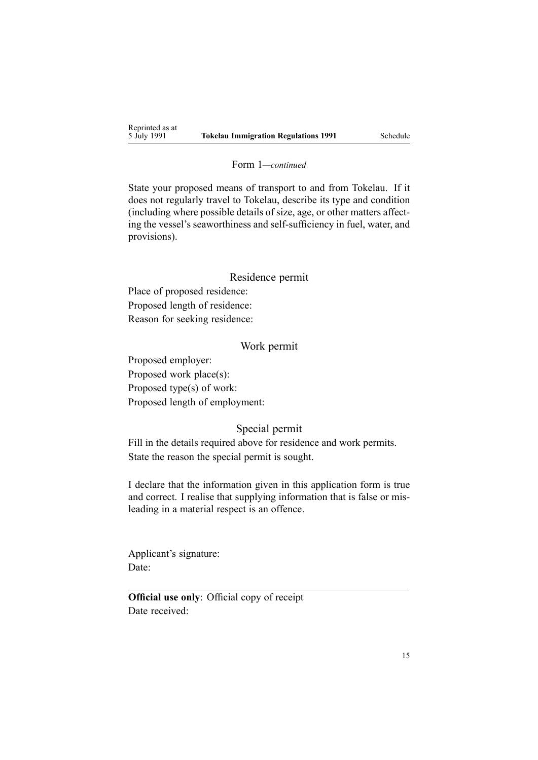Form 1—*continued*

State your proposed means of transport to and from Tokelau. If it does not regularly travel to Tokelau, describe its type and condition (including where possible details of size, age, or other matters affecting the vessel's seaworthiness and self-sufficiency in fuel, water, and provisions).

## Residence permit

Place of proposed residence:

Proposed length of residence:

Reason for seeking residence:

## Work permit

Proposed employer:

Proposed work place(s):

Proposed type(s) of work:

Proposed length of employment:

## Special permit

Fill in the details required above for residence and work permits.

State the reason the special permit is sought.

I declare that the information given in this application form is true and correct. I realise that supplying information that is false or misleading in a material respect is an offence.

Applicant's signature:

Date:

---

**Official use only**: Official copy of receipt

Date received: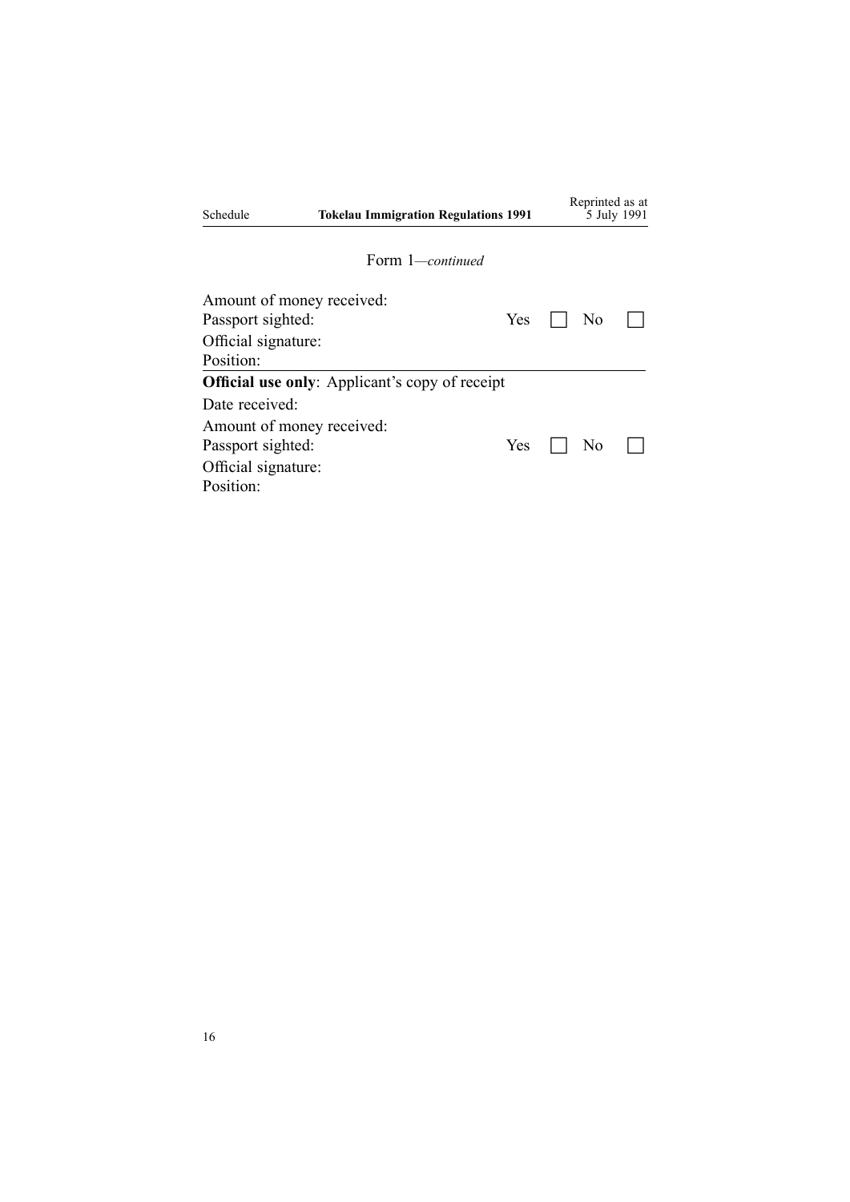Form 1—*continued*

Amount of money received:

Passport sighted: Yes ☐ No ☐

Official signature:

Position:

---

**Official use only**: Applicant's copy of receipt

Date received:

Amount of money received:

Passport sighted: Yes ☐ No ☐

Official signature:

Position: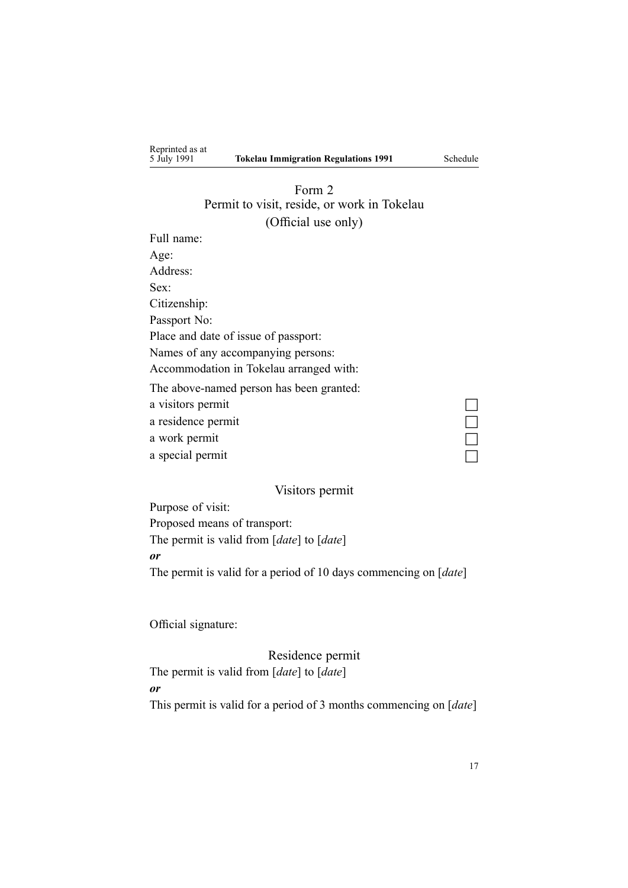## Form 2
### Permit to visit, reside, or work in Tokelau
(Official use only)

Full name:

Age:

Address:

Sex:

Citizenship:

Passport No:

Place and date of issue of passport:

Names of any accompanying persons:

Accommodation in Tokelau arranged with:

The above-named person has been granted:

a visitors permit ☐

a residence permit ☐

a work permit ☐

a special permit ☐

### Visitors permit

Purpose of visit:

Proposed means of transport:

The permit is valid from [*date*] to [*date*]

***or***

The permit is valid for a period of 10 days commencing on [*date*]

Official signature:

### Residence permit

The permit is valid from [*date*] to [*date*]

***or***

This permit is valid for a period of 3 months commencing on [*date*]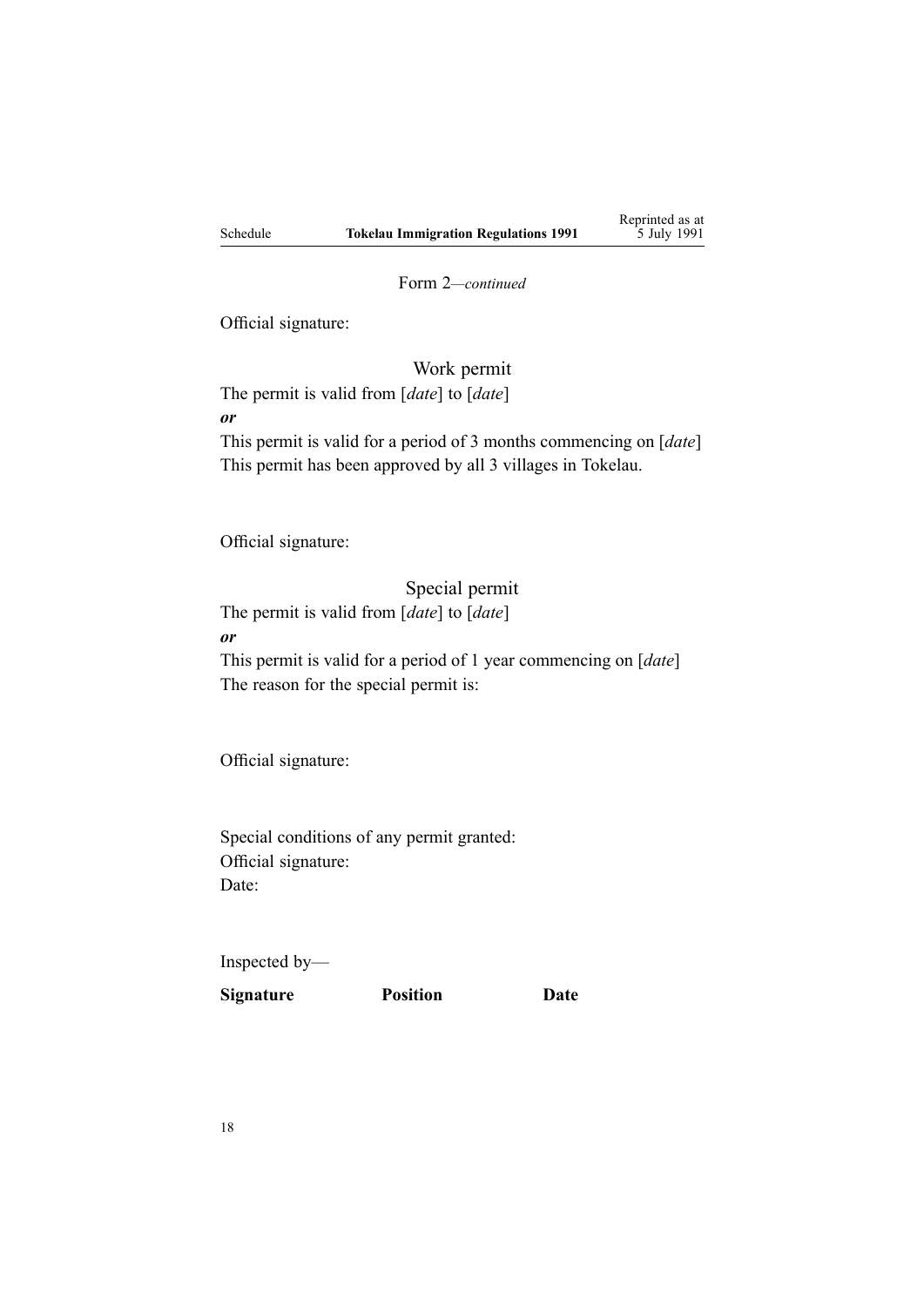Form 2—*continued*

Official signature:

Work permit

The permit is valid from [*date*] to [*date*]

***or***

This permit is valid for a period of 3 months commencing on [*date*]

This permit has been approved by all 3 villages in Tokelau.

Official signature:

Special permit

The permit is valid from [*date*] to [*date*]

***or***

This permit is valid for a period of 1 year commencing on [*date*]

The reason for the special permit is:

Official signature:

Special conditions of any permit granted:

Official signature:

Date:

Inspected by—

| **Signature** | **Position** | **Date** |
|---|---|---|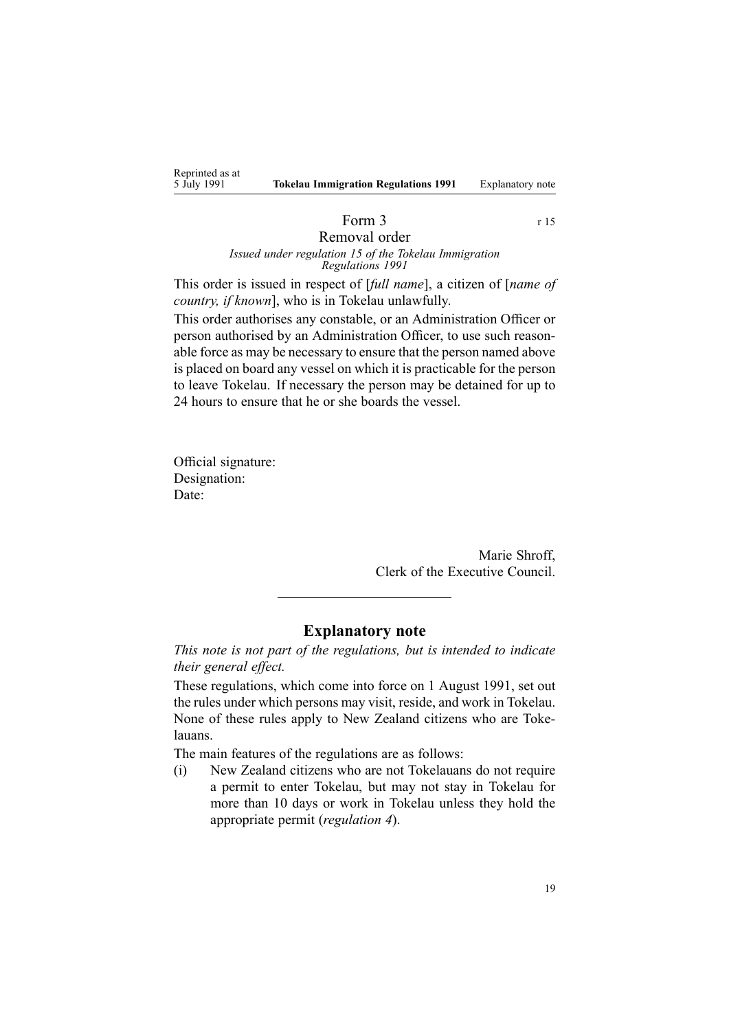## Form 3

r 15

### Removal order

*Issued under regulation 15 of the Tokelau Immigration Regulations 1991*

This order is issued in respect of [*full name*], a citizen of [*name of country, if known*], who is in Tokelau unlawfully.

This order authorises any constable, or an Administration Officer or person authorised by an Administration Officer, to use such reasonable force as may be necessary to ensure that the person named above is placed on board any vessel on which it is practicable for the person to leave Tokelau. If necessary the person may be detained for up to 24 hours to ensure that he or she boards the vessel.

Official signature:
Designation:
Date:

Marie Shroff,
Clerk of the Executive Council.

---

## Explanatory note

*This note is not part of the regulations, but is intended to indicate their general effect.*

These regulations, which come into force on 1 August 1991, set out the rules under which persons may visit, reside, and work in Tokelau. None of these rules apply to New Zealand citizens who are Tokelauans.

The main features of the regulations are as follows:

(i) New Zealand citizens who are not Tokelauans do not require a permit to enter Tokelau, but may not stay in Tokelau for more than 10 days or work in Tokelau unless they hold the appropriate permit (*regulation 4*).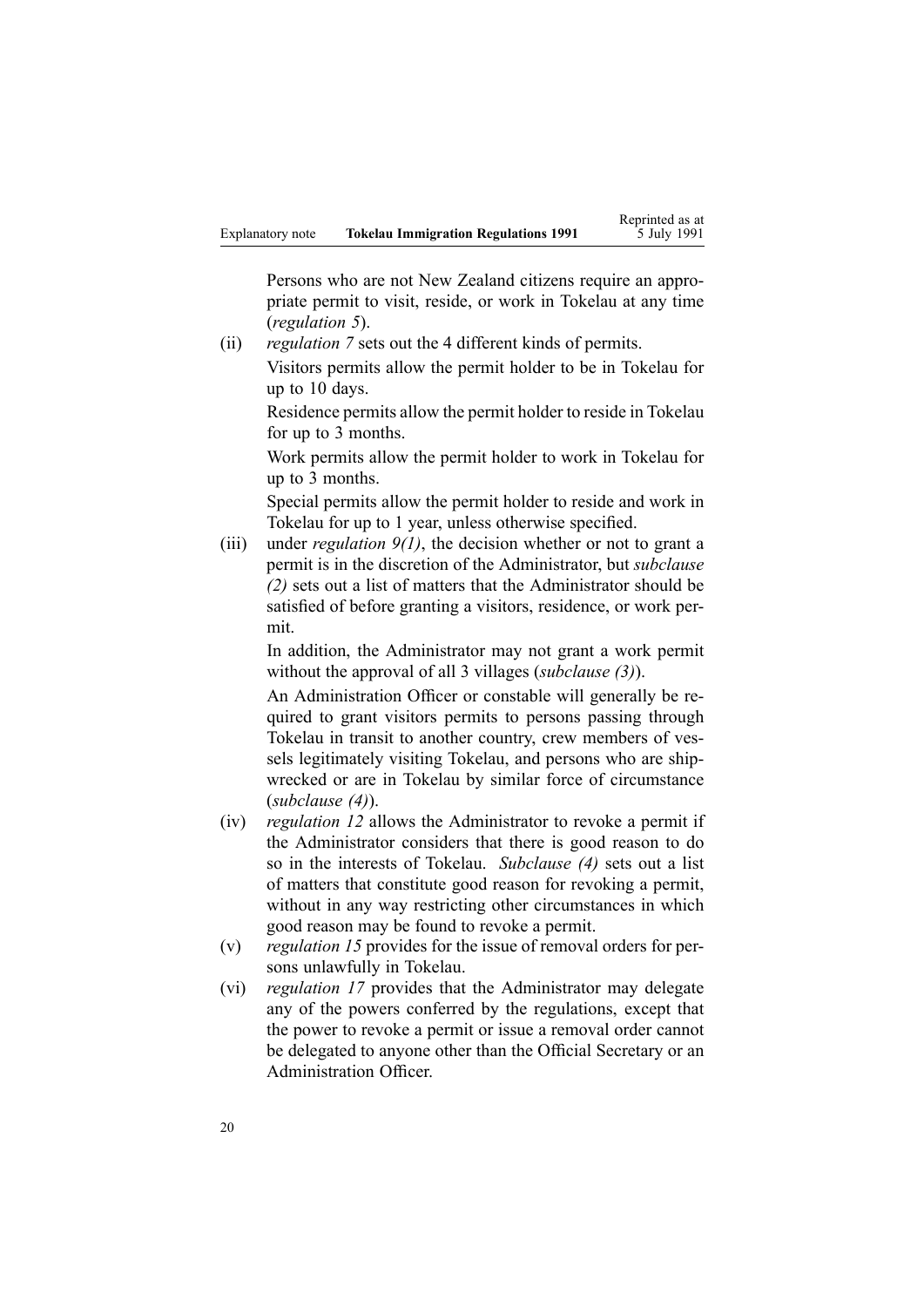Persons who are not New Zealand citizens require an appropriate permit to visit, reside, or work in Tokelau at any time (*regulation 5*).

(ii) *regulation 7* sets out the 4 different kinds of permits.

Visitors permits allow the permit holder to be in Tokelau for up to 10 days.

Residence permits allow the permit holder to reside in Tokelau for up to 3 months.

Work permits allow the permit holder to work in Tokelau for up to 3 months.

Special permits allow the permit holder to reside and work in Tokelau for up to 1 year, unless otherwise specified.

(iii) under *regulation 9(1)*, the decision whether or not to grant a permit is in the discretion of the Administrator, but *subclause (2)* sets out a list of matters that the Administrator should be satisfied of before granting a visitors, residence, or work permit.

In addition, the Administrator may not grant a work permit without the approval of all 3 villages (*subclause (3)*).

An Administration Officer or constable will generally be required to grant visitors permits to persons passing through Tokelau in transit to another country, crew members of vessels legitimately visiting Tokelau, and persons who are shipwrecked or are in Tokelau by similar force of circumstance (*subclause (4)*).

(iv) *regulation 12* allows the Administrator to revoke a permit if the Administrator considers that there is good reason to do so in the interests of Tokelau. *Subclause (4)* sets out a list of matters that constitute good reason for revoking a permit, without in any way restricting other circumstances in which good reason may be found to revoke a permit.

(v) *regulation 15* provides for the issue of removal orders for persons unlawfully in Tokelau.

(vi) *regulation 17* provides that the Administrator may delegate any of the powers conferred by the regulations, except that the power to revoke a permit or issue a removal order cannot be delegated to anyone other than the Official Secretary or an Administration Officer.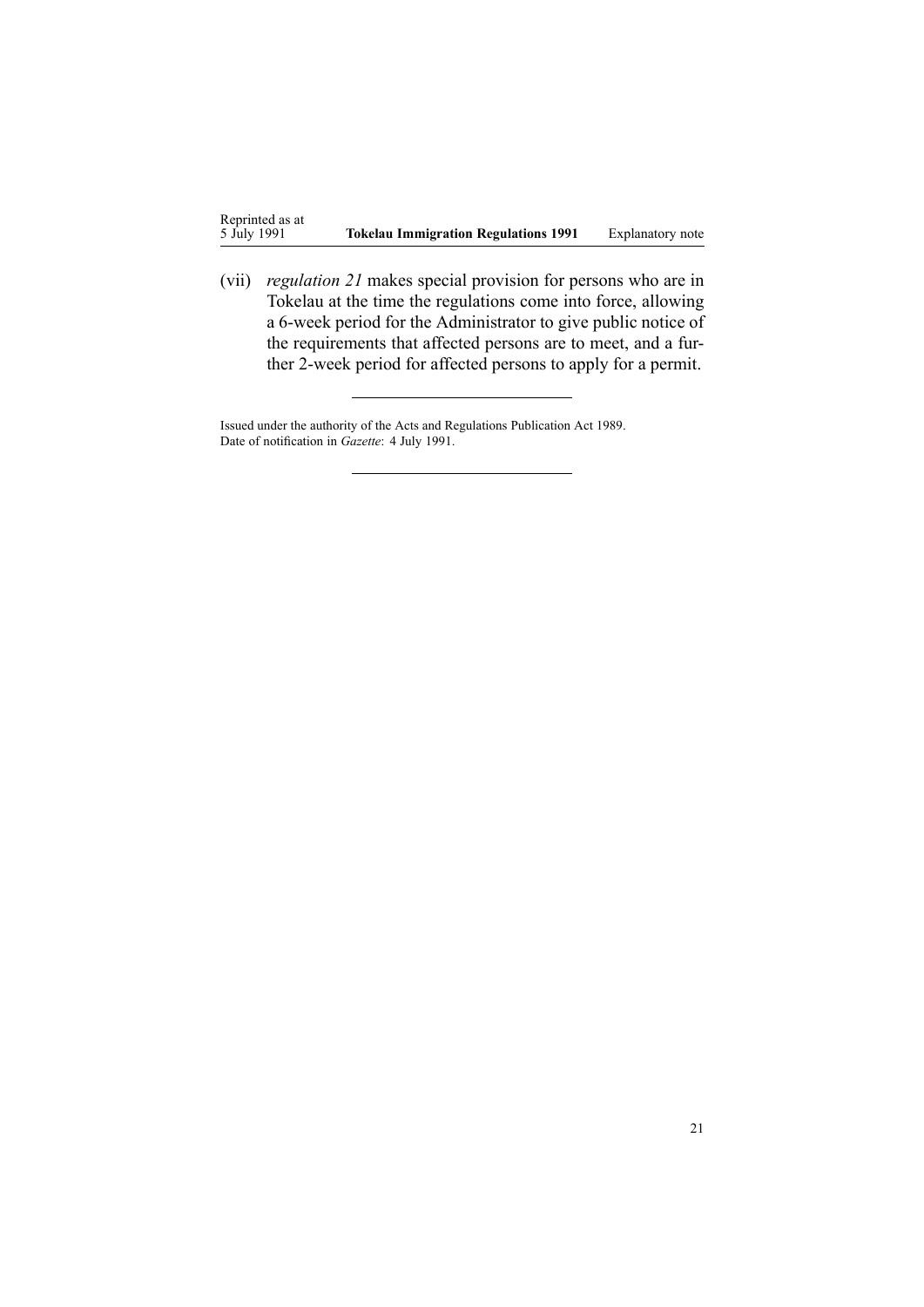(vii) *regulation 21* makes special provision for persons who are in Tokelau at the time the regulations come into force, allowing a 6-week period for the Administrator to give public notice of the requirements that affected persons are to meet, and a further 2-week period for affected persons to apply for a permit.

---

Issued under the authority of the Acts and Regulations Publication Act 1989.
Date of notification in *Gazette*: 4 July 1991.

---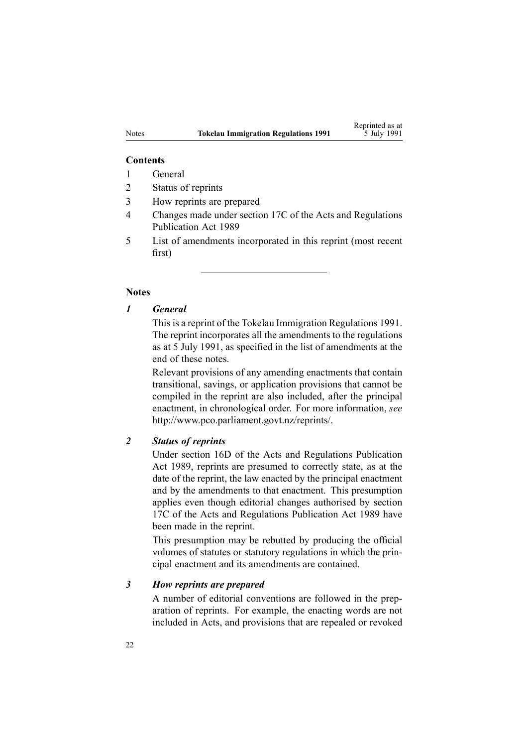**Contents**

1 General
2 Status of reprints
3 How reprints are prepared
4 Changes made under section 17C of the Acts and Regulations Publication Act 1989
5 List of amendments incorporated in this reprint (most recent first)

---

**Notes**

***1 General***

This is a reprint of the Tokelau Immigration Regulations 1991. The reprint incorporates all the amendments to the regulations as at 5 July 1991, as specified in the list of amendments at the end of these notes.

Relevant provisions of any amending enactments that contain transitional, savings, or application provisions that cannot be compiled in the reprint are also included, after the principal enactment, in chronological order. For more information, *see* http://www.pco.parliament.govt.nz/reprints/.

***2 Status of reprints***

Under section 16D of the Acts and Regulations Publication Act 1989, reprints are presumed to correctly state, as at the date of the reprint, the law enacted by the principal enactment and by the amendments to that enactment. This presumption applies even though editorial changes authorised by section 17C of the Acts and Regulations Publication Act 1989 have been made in the reprint.

This presumption may be rebutted by producing the official volumes of statutes or statutory regulations in which the principal enactment and its amendments are contained.

***3 How reprints are prepared***

A number of editorial conventions are followed in the preparation of reprints. For example, the enacting words are not included in Acts, and provisions that are repealed or revoked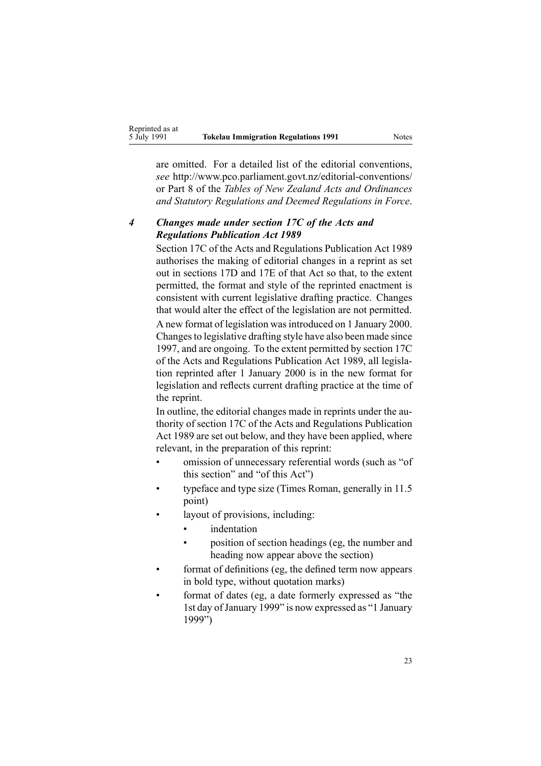are omitted. For a detailed list of the editorial conventions, *see* http://www.pco.parliament.govt.nz/editorial-conventions/ or Part 8 of the *Tables of New Zealand Acts and Ordinances and Statutory Regulations and Deemed Regulations in Force*.

### *4 Changes made under section 17C of the Acts and Regulations Publication Act 1989*

Section 17C of the Acts and Regulations Publication Act 1989 authorises the making of editorial changes in a reprint as set out in sections 17D and 17E of that Act so that, to the extent permitted, the format and style of the reprinted enactment is consistent with current legislative drafting practice. Changes that would alter the effect of the legislation are not permitted.

A new format of legislation was introduced on 1 January 2000. Changes to legislative drafting style have also been made since 1997, and are ongoing. To the extent permitted by section 17C of the Acts and Regulations Publication Act 1989, all legislation reprinted after 1 January 2000 is in the new format for legislation and reflects current drafting practice at the time of the reprint.

In outline, the editorial changes made in reprints under the authority of section 17C of the Acts and Regulations Publication Act 1989 are set out below, and they have been applied, where relevant, in the preparation of this reprint:

- omission of unnecessary referential words (such as "of this section" and "of this Act")
- typeface and type size (Times Roman, generally in 11.5 point)
- layout of provisions, including:
  - indentation
  - position of section headings (eg, the number and heading now appear above the section)
- format of definitions (eg, the defined term now appears in bold type, without quotation marks)
- format of dates (eg, a date formerly expressed as "the 1st day of January 1999" is now expressed as "1 January 1999")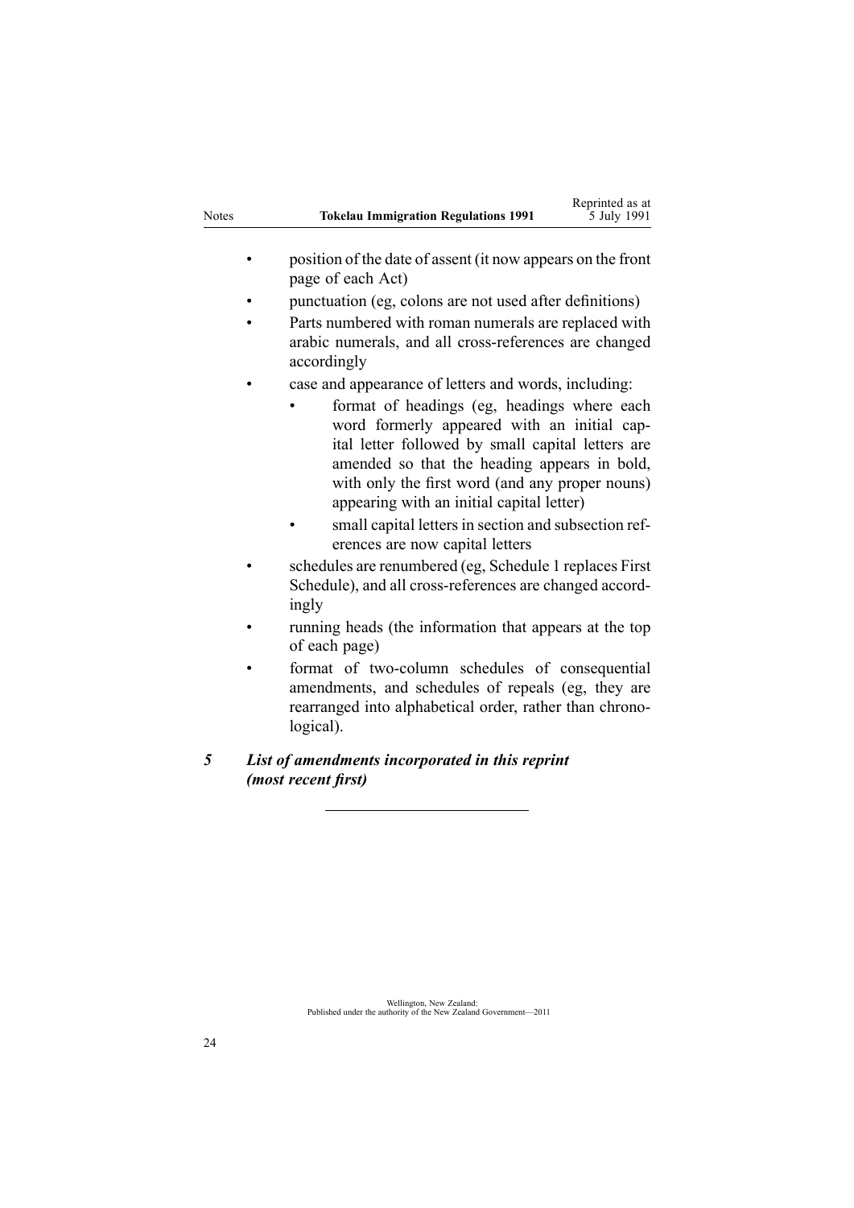- position of the date of assent (it now appears on the front page of each Act)
- punctuation (eg, colons are not used after definitions)
- Parts numbered with roman numerals are replaced with arabic numerals, and all cross-references are changed accordingly
- case and appearance of letters and words, including:
  - format of headings (eg, headings where each word formerly appeared with an initial capital letter followed by small capital letters are amended so that the heading appears in bold, with only the first word (and any proper nouns) appearing with an initial capital letter)
  - small capital letters in section and subsection references are now capital letters
- schedules are renumbered (eg, Schedule 1 replaces First Schedule), and all cross-references are changed accordingly
- running heads (the information that appears at the top of each page)
- format of two-column schedules of consequential amendments, and schedules of repeals (eg, they are rearranged into alphabetical order, rather than chronological).

### *5 List of amendments incorporated in this reprint (most recent first)*

---

Wellington, New Zealand:
Published under the authority of the New Zealand Government—2011